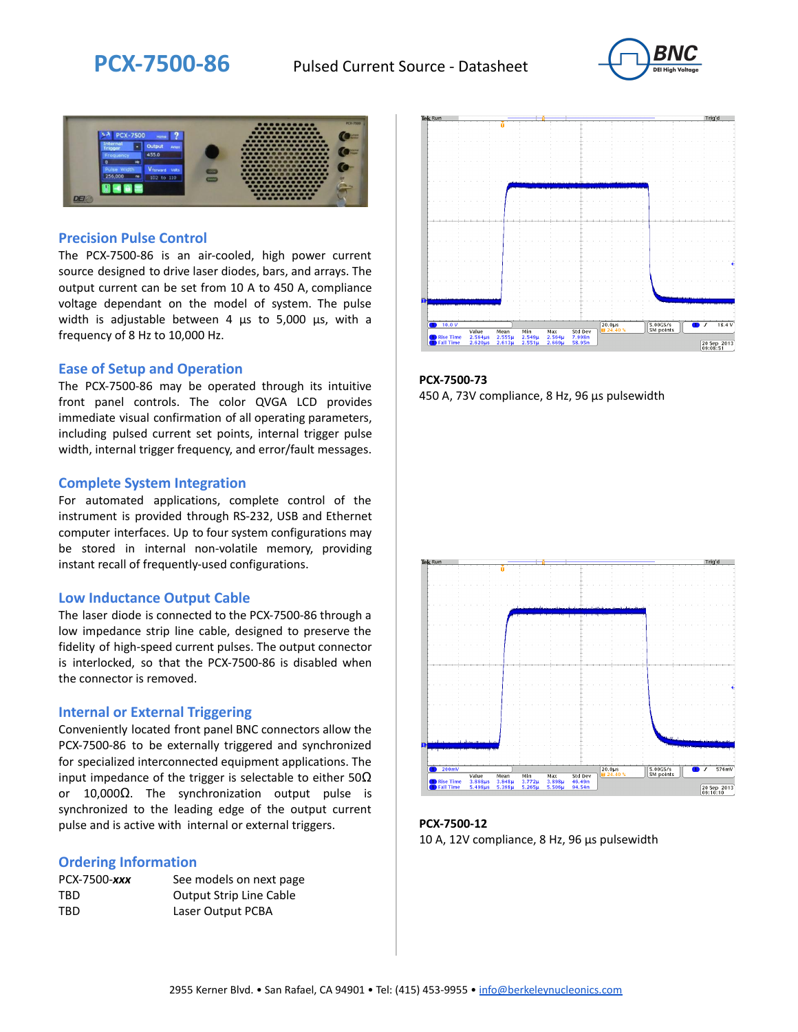# PCX-7500-86

Pulsed Current Source - Datasheet

## Precision Pulse Control

The PCX-7500-86 is an air-cooled, high power current source designed to drive laser diodes, bars, and arrays. The output current can be set from 10 A to 450 A, compliance voltage dependant on the model of system. The pulse width is adjustable between 4 µs to 5,000 µs, with a frequency of 8 Hz to 10,000 Hz.

## Ease of Setup and Operation

The PCX-7500-86 may be operated through its intuitive front panel controls. The color QVGA LCD provides immediate visual confirmation of all operating parameters, including pulsed current set points, internal trigger pulse width, internal trigger frequency, and error/fault messages.

## Complete System Integration

For automated applications, complete control of the instrument is provided through RS-232, USB and Ethernet computer interfaces. Up to four system configurations may be stored in internal non-volatile memory, providing instant recall of frequently-used configurations.

## Low Inductance Output Cable

The laser diode is connected to the PCX-7500-86 through a low impedance strip line cable, designed to preserve the fidelity of high-speed current pulses. The output connector is interlocked, so that the PCX-7500-86 is disabled when the connector is removed.

## Internal or External Triggering

Conveniently located front panel BNC connectors allow the PCX-7500-86 to be externally triggered and synchronized for specialized interconnected equipment applications. The input impedance of the trigger is selectable to either 50Ω or 10,000Ω. The synchronization output pulse is synchronized to the leading edge of the output current pulse and is active with internal or external triggers.

## Ordering Information

| | |
|---|---|
| PCX-7500-***xxx*** | See models on next page |
| TBD | Output Strip Line Cable |
| TBD | Laser Output PCBA |

**PCX-7500-73**
450 A, 73V compliance, 8 Hz, 96 µs pulsewidth

**PCX-7500-12**
10 A, 12V compliance, 8 Hz, 96 µs pulsewidth

2955 Kerner Blvd. • San Rafael, CA 94901 • Tel: (415) 453-9955 • info@berkeleynucleonics.com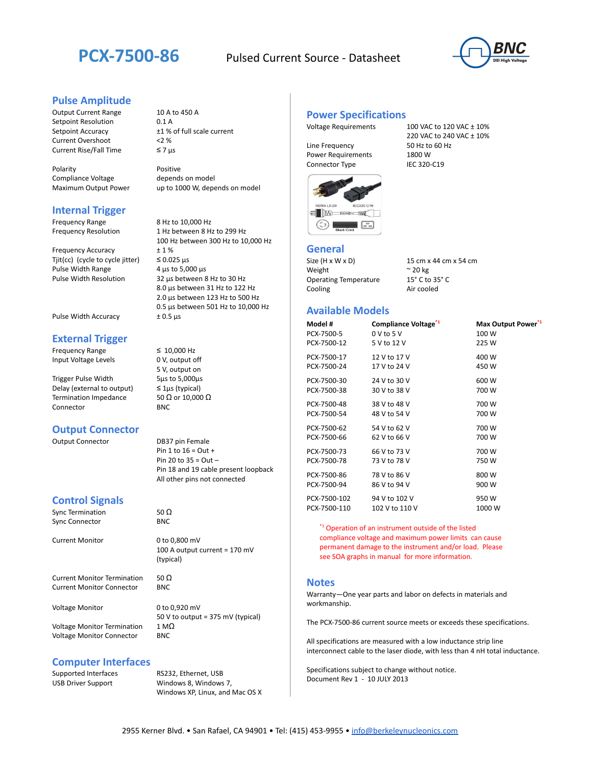# PCX-7500-86

Pulsed Current Source - Datasheet

## Pulse Amplitude

| | |
|---|---|
| Output Current Range | 10 A to 450 A |
| Setpoint Resolution | 0.1 A |
| Setpoint Accuracy | ±1 % of full scale current |
| Current Overshoot | <2 % |
| Current Rise/Fall Time | ≤ 7 µs |
| Polarity | Positive |
| Compliance Voltage | depends on model |
| Maximum Output Power | up to 1000 W, depends on model |

## Internal Trigger

| | |
|---|---|
| Frequency Range | 8 Hz to 10,000 Hz |
| Frequency Resolution | 1 Hz between 8 Hz to 299 Hz<br>100 Hz between 300 Hz to 10,000 Hz |
| Frequency Accuracy | ± 1 % |
| Tjit(cc) (cycle to cycle jitter) | ≤ 0.025 µs |
| Pulse Width Range | 4 µs to 5,000 µs |
| Pulse Width Resolution | 32 µs between 8 Hz to 30 Hz<br>8.0 µs between 31 Hz to 122 Hz<br>2.0 µs between 123 Hz to 500 Hz<br>0.5 µs between 501 Hz to 10,000 Hz |
| Pulse Width Accuracy | ± 0.5 µs |

## External Trigger

| | |
|---|---|
| Frequency Range | ≤ 10,000 Hz |
| Input Voltage Levels | 0 V, output off<br>5 V, output on |
| Trigger Pulse Width | 5µs to 5,000µs |
| Delay (external to output) | ≤ 1µs (typical) |
| Termination Impedance | 50 Ω or 10,000 Ω |
| Connector | BNC |

## Output Connector

| | |
|---|---|
| Output Connector | DB37 pin Female<br>Pin 1 to 16 = Out +<br>Pin 20 to 35 = Out –<br>Pin 18 and 19 cable present loopback<br>All other pins not connected |

## Control Signals

| | |
|---|---|
| Sync Termination | 50 Ω |
| Sync Connector | BNC |
| Current Monitor | 0 to 0,800 mV<br>100 A output current = 170 mV (typical) |
| Current Monitor Termination | 50 Ω |
| Current Monitor Connector | BNC |
| Voltage Monitor | 0 to 0,920 mV<br>50 V to output = 375 mV (typical) |
| Voltage Monitor Termination | 1 MΩ |
| Voltage Monitor Connector | BNC |

## Computer Interfaces

| | |
|---|---|
| Supported Interfaces | RS232, Ethernet, USB |
| USB Driver Support | Windows 8, Windows 7,<br>Windows XP, Linux, and Mac OS X |

## Power Specifications

| | |
|---|---|
| Voltage Requirements | 100 VAC to 120 VAC ± 10%<br>220 VAC to 240 VAC ± 10% |
| Line Frequency | 50 Hz to 60 Hz |
| Power Requirements | 1800 W |
| Connector Type | IEC 320-C19 |

NEMA L5-20 IEC320 C19

Black Cord

## General

| | |
|---|---|
| Size (H x W x D) | 15 cm x 44 cm x 54 cm |
| Weight | ~ 20 kg |
| Operating Temperature | 15° C to 35° C |
| Cooling | Air cooled |

## Available Models

| Model # | Compliance Voltage[*1] | Max Output Power[*1] |
|---|---|---|
| PCX-7500-5 | 0 V to 5 V | 100 W |
| PCX-7500-12 | 5 V to 12 V | 225 W |
| PCX-7500-17 | 12 V to 17 V | 400 W |
| PCX-7500-24 | 17 V to 24 V | 450 W |
| PCX-7500-30 | 24 V to 30 V | 600 W |
| PCX-7500-38 | 30 V to 38 V | 700 W |
| PCX-7500-48 | 38 V to 48 V | 700 W |
| PCX-7500-54 | 48 V to 54 V | 700 W |
| PCX-7500-62 | 54 V to 62 V | 700 W |
| PCX-7500-66 | 62 V to 66 V | 700 W |
| PCX-7500-73 | 66 V to 73 V | 700 W |
| PCX-7500-78 | 73 V to 78 V | 750 W |
| PCX-7500-86 | 78 V to 86 V | 800 W |
| PCX-7500-94 | 86 V to 94 V | 900 W |
| PCX-7500-102 | 94 V to 102 V | 950 W |
| PCX-7500-110 | 102 V to 110 V | 1000 W |

[*1] Operation of an instrument outside of the listed compliance voltage and maximum power limits can cause permanent damage to the instrument and/or load. Please see SOA graphs in manual for more information.

## Notes

Warranty—One year parts and labor on defects in materials and workmanship.

The PCX-7500-86 current source meets or exceeds these specifications.

All specifications are measured with a low inductance strip line interconnect cable to the laser diode, with less than 4 nH total inductance.

Specifications subject to change without notice.
Document Rev 1 - 10 JULY 2013

2955 Kerner Blvd. • San Rafael, CA 94901 • Tel: (415) 453-9955 • info@berkeleynucleonics.com